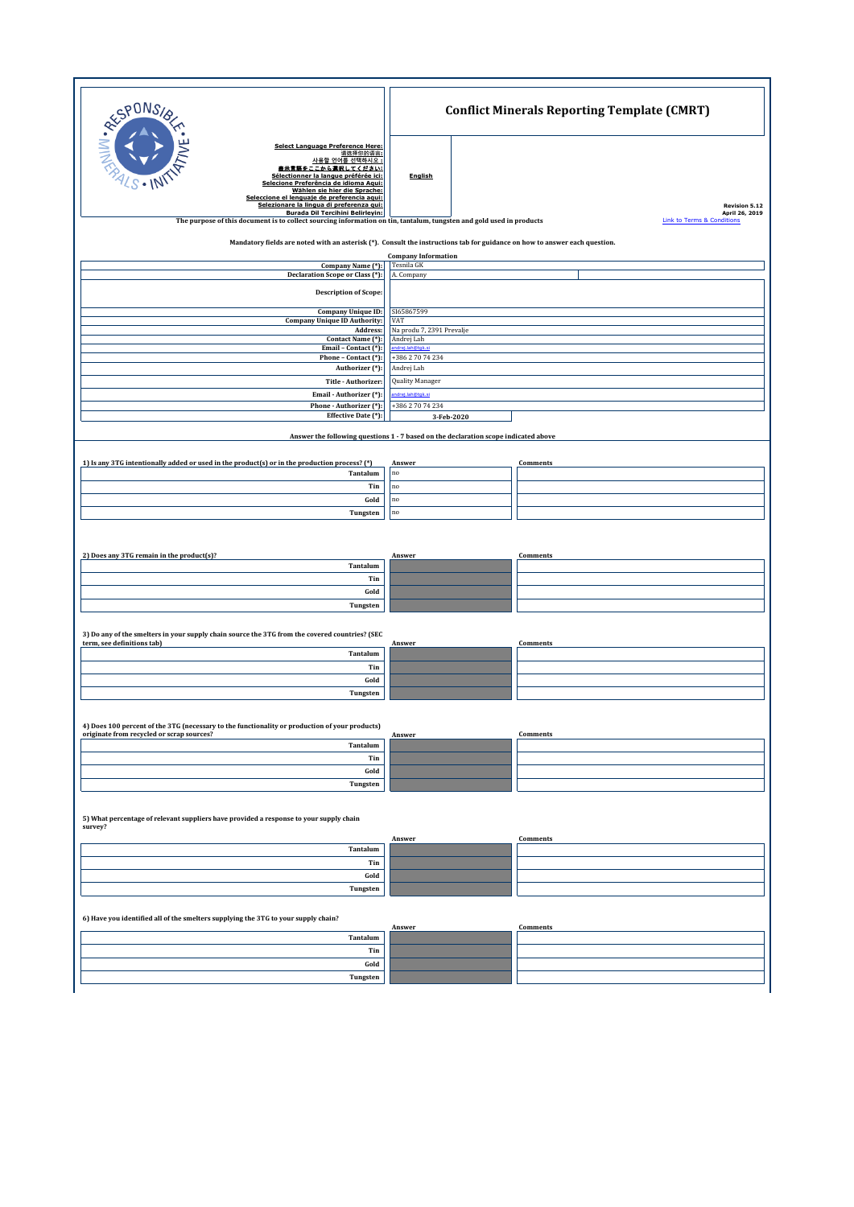# Conflict Minerals Reporting Template (CMRT)

Select Language Preference Here:
请选择你的语言:
사용할 언어를 선택하시오 :
表示言語をここから選択してください:
Sélectionner la langue préférée ici:
Selecione Preferência de idioma Aqui:
Wählen sie hier die Sprache:
Seleccione el lenguaje de preferencia aqui:
Selezionare la lingua di preferenza qui:
Burada Dil Tercihini Belirleyin:

**English**

Revision 5.12
April 26, 2019
Link to Terms & Conditions

The purpose of this document is to collect sourcing information on tin, tantalum, tungsten and gold used in products

Mandatory fields are noted with an asterisk (*). Consult the instructions tab for guidance on how to answer each question.

**Company Information**

| Field | Value |
|---|---|
| Company Name (*): | Tesnila GK |
| Declaration Scope or Class (*): | A. Company |
| Description of Scope: | |
| Company Unique ID: | SI65867599 |
| Company Unique ID Authority: | VAT |
| Address: | Na produ 7, 2391 Prevalje |
| Contact Name (*): | Andrej Lah |
| Email – Contact (*): | andrej.lah@tgk.si |
| Phone – Contact (*): | +386 2 70 74 234 |
| Authorizer (*): | Andrej Lah |
| Title - Authorizer: | Quality Manager |
| Email - Authorizer (*): | andrej.lah@tgk.si |
| Phone - Authorizer (*): | +386 2 70 74 234 |
| Effective Date (*): | 3-Feb-2020 |

**Answer the following questions 1 - 7 based on the declaration scope indicated above**

**1) Is any 3TG intentionally added or used in the product(s) or in the production process? (*)**

| | Answer | Comments |
|---|---|---|
| Tantalum | no | |
| Tin | no | |
| Gold | no | |
| Tungsten | no | |

**2) Does any 3TG remain in the product(s)?**

| | Answer | Comments |
|---|---|---|
| Tantalum | | |
| Tin | | |
| Gold | | |
| Tungsten | | |

**3) Do any of the smelters in your supply chain source the 3TG from the covered countries? (SEC term, see definitions tab)**

| | Answer | Comments |
|---|---|---|
| Tantalum | | |
| Tin | | |
| Gold | | |
| Tungsten | | |

**4) Does 100 percent of the 3TG (necessary to the functionality or production of your products) originate from recycled or scrap sources?**

| | Answer | Comments |
|---|---|---|
| Tantalum | | |
| Tin | | |
| Gold | | |
| Tungsten | | |

**5) What percentage of relevant suppliers have provided a response to your supply chain survey?**

| | Answer | Comments |
|---|---|---|
| Tantalum | | |
| Tin | | |
| Gold | | |
| Tungsten | | |

**6) Have you identified all of the smelters supplying the 3TG to your supply chain?**

| | Answer | Comments |
|---|---|---|
| Tantalum | | |
| Tin | | |
| Gold | | |
| Tungsten | | |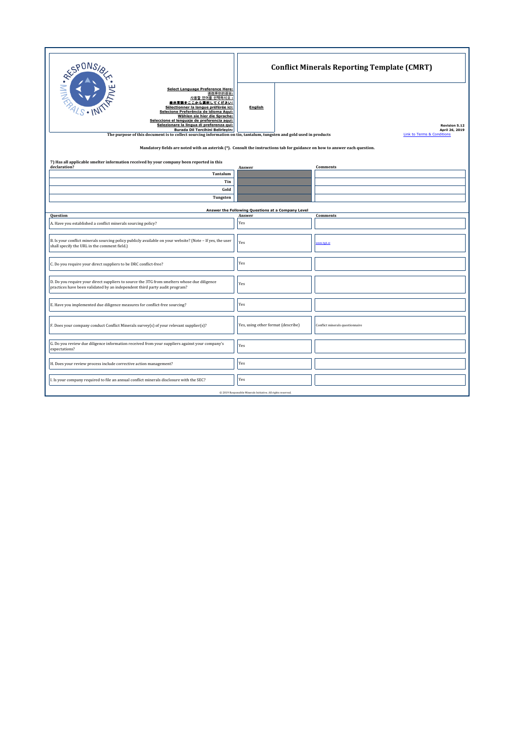Select Language Preference Here:
请选择你的语言:
사용할 언어를 선택하시오 :
表示言語をここから選択してください:
Sélectionner la langue préférée ici:
Selecione Preferência de idioma Aqui:
Wählen sie hier die Sprache:
Seleccione el lenguaje de preferencia aqui:
Selezionare la lingua di preferenza qui:
Burada Dil Tercihini Belirleyin:

English

# Conflict Minerals Reporting Template (CMRT)

Revision 5.12
April 26, 2019
Link to Terms & Conditions

**The purpose of this document is to collect sourcing information on tin, tantalum, tungsten and gold used in products**

**Mandatory fields are noted with an asterisk (*). Consult the instructions tab for guidance on how to answer each question.**

| 7) Has all applicable smelter information received by your company been reported in this declaration? | Answer | Comments |
|---|---|---|
| Tantalum | | |
| Tin | | |
| Gold | | |
| Tungsten | | |

**Answer the Following Questions at a Company Level**

| Question | Answer | Comments |
|---|---|---|
| A. Have you established a conflict minerals sourcing policy? | Yes | |
| B. Is your conflict minerals sourcing policy publicly available on your website? (Note – If yes, the user shall specify the URL in the comment field.) | Yes | www.tgk.si |
| C. Do you require your direct suppliers to be DRC conflict-free? | Yes | |
| D. Do you require your direct suppliers to source the 3TG from smelters whose due diligence practices have been validated by an independent third party audit program? | Yes | |
| E. Have you implemented due diligence measures for conflict-free sourcing? | Yes | |
| F. Does your company conduct Conflict Minerals survey(s) of your relevant supplier(s)? | Yes, using other format (describe) | Conflict minerals questionnaire |
| G. Do you review due diligence information received from your suppliers against your company's expectations? | Yes | |
| H. Does your review process include corrective action management? | Yes | |
| I. Is your company required to file an annual conflict minerals disclosure with the SEC? | Yes | |

© 2019 Responsible Minerals Initiative. All rights reserved.